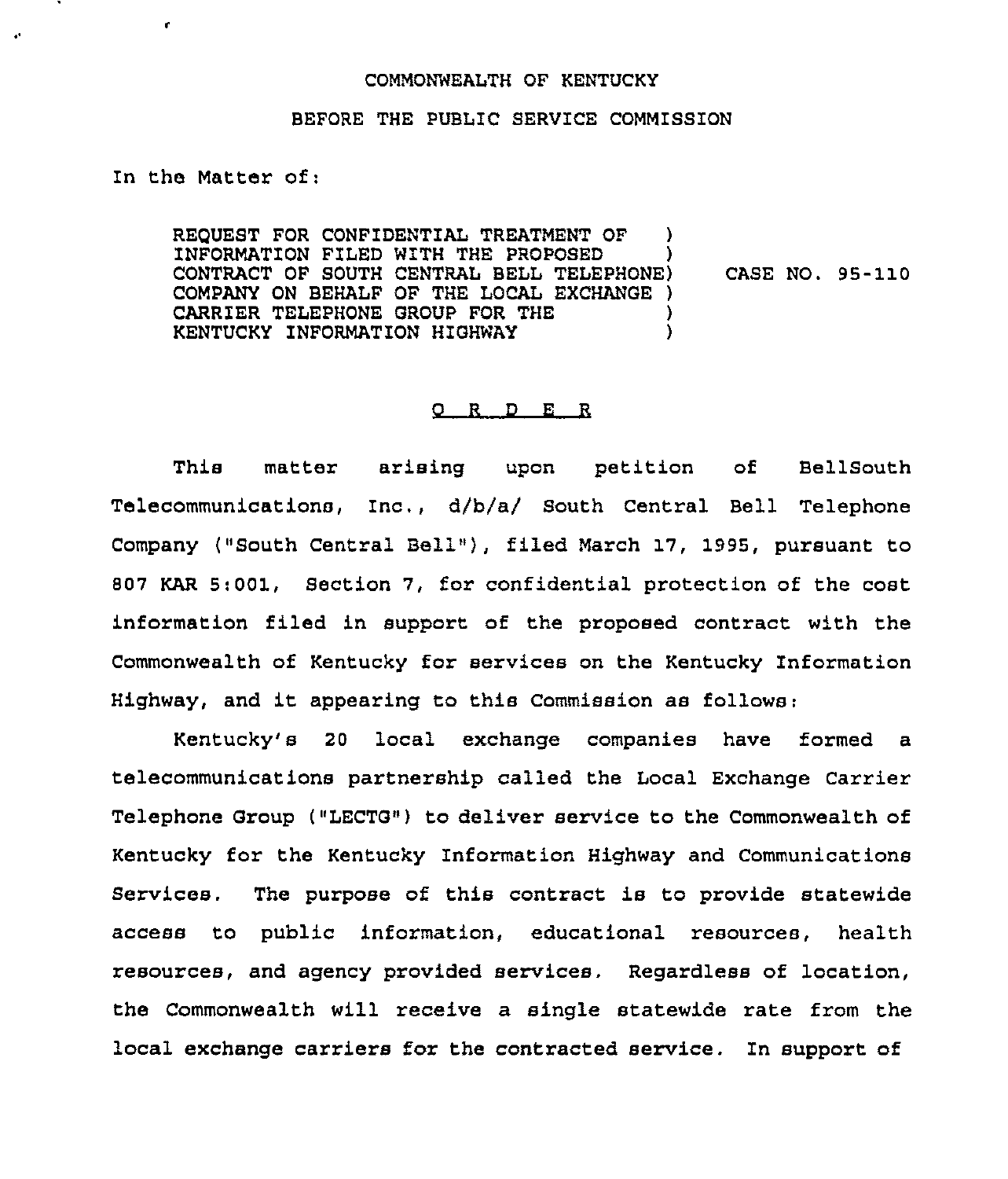COMMONWEALTH OF KENTUCKY

BEFORE THE PUBLIC SERVICE COMMISSION

In the Matter of:

| | | |
|---|---|---|
| REQUEST FOR CONFIDENTIAL TREATMENT OF INFORMATION FILED WITH THE PROPOSED CONTRACT OF SOUTH CENTRAL BELL TELEPHONE COMPANY ON BEHALF OF THE LOCAL EXCHANGE CARRIER TELEPHONE GROUP FOR THE KENTUCKY INFORMATION HIGHWAY | ) | CASE NO. 95-110 |

## O R D E R

This matter arising upon petition of BellSouth Telecommunications, Inc., d/b/a/ South Central Bell Telephone Company ("South Central Bell"), filed March 17, 1995, pursuant to 807 KAR 5:001, Section 7, for confidential protection of the cost information filed in support of the proposed contract with the Commonwealth of Kentucky for services on the Kentucky Information Highway, and it appearing to this Commission as follows:

Kentucky's 20 local exchange companies have formed a telecommunications partnership called the Local Exchange Carrier Telephone Group ("LECTG") to deliver service to the Commonwealth of Kentucky for the Kentucky Information Highway and Communications Services. The purpose of this contract is to provide statewide access to public information, educational resources, health resources, and agency provided services. Regardless of location, the Commonwealth will receive a single statewide rate from the local exchange carriers for the contracted service. In support of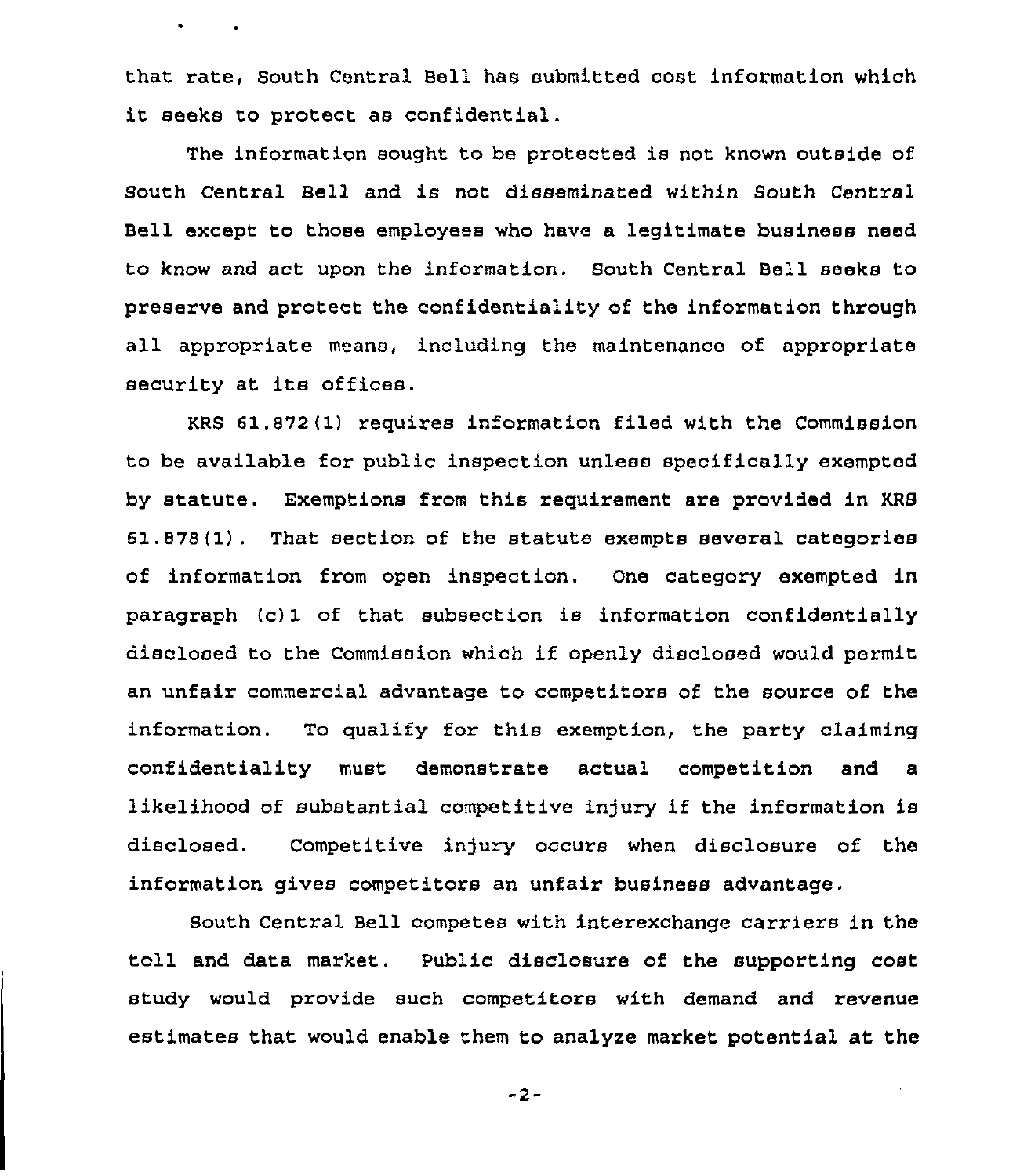that rate, South Central Bell has submitted cost information which it seeks to protect as confidential.

The information sought to be protected is not known outside of South Central Bell and is not disseminated within South Central Bell except to those employees who have a legitimate business need to know and act upon the information. South Central Bell seeks to preserve and protect the confidentiality of the information through all appropriate means, including the maintenance of appropriate security at its offices.

KRS 61.872(1) requires information filed with the Commission to be available for public inspection unless specifically exempted by statute. Exemptions from this requirement are provided in KRS 61.878(1). That section of the statute exempts several categories of information from open inspection. One category exempted in paragraph (c)1 of that subsection is information confidentially disclosed to the Commission which if openly disclosed would permit an unfair commercial advantage to competitors of the source of the information. To qualify for this exemption, the party claiming confidentiality must demonstrate actual competition and a likelihood of substantial competitive injury if the information is disclosed. Competitive injury occurs when disclosure of the information gives competitors an unfair business advantage.

South Central Bell competes with interexchange carriers in the toll and data market. Public disclosure of the supporting cost study would provide such competitors with demand and revenue estimates that would enable them to analyze market potential at the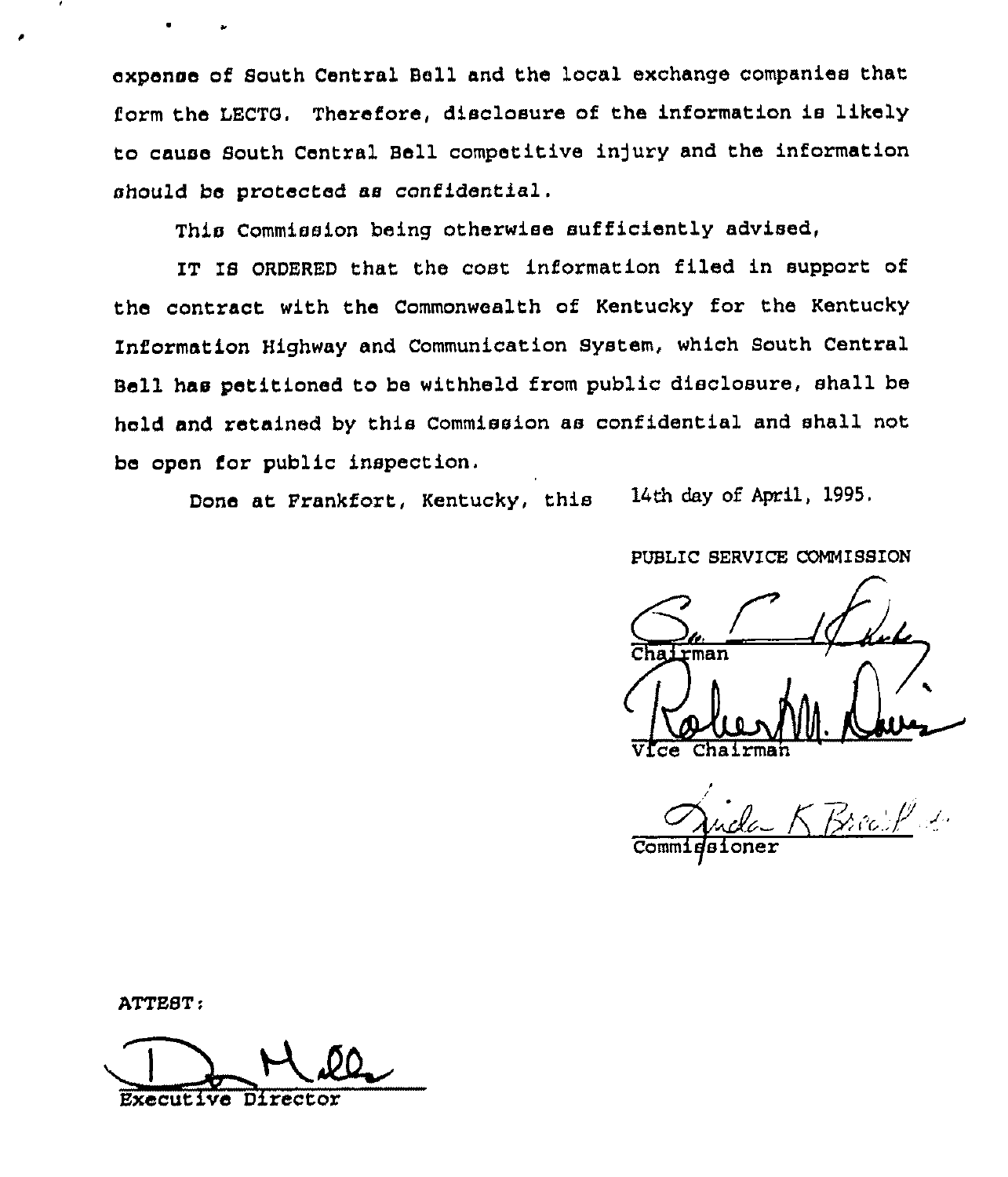expense of South Central Bell and the local exchange companies that form the LECTG. Therefore, disclosure of the information is likely to cause South Central Bell competitive injury and the information should be protected as confidential.

This Commission being otherwise sufficiently advised,

IT IS ORDERED that the cost information filed in support of the contract with the Commonwealth of Kentucky for the Kentucky Information Highway and Communication System, which South Central Bell has petitioned to be withheld from public disclosure, shall be held and retained by this Commission as confidential and shall not be open for public inspection.

Done at Frankfort, Kentucky, this 14th day of April, 1995.

PUBLIC SERVICE COMMISSION

Chairman

Vice Chairman

Commissioner

ATTEST:

Executive Director